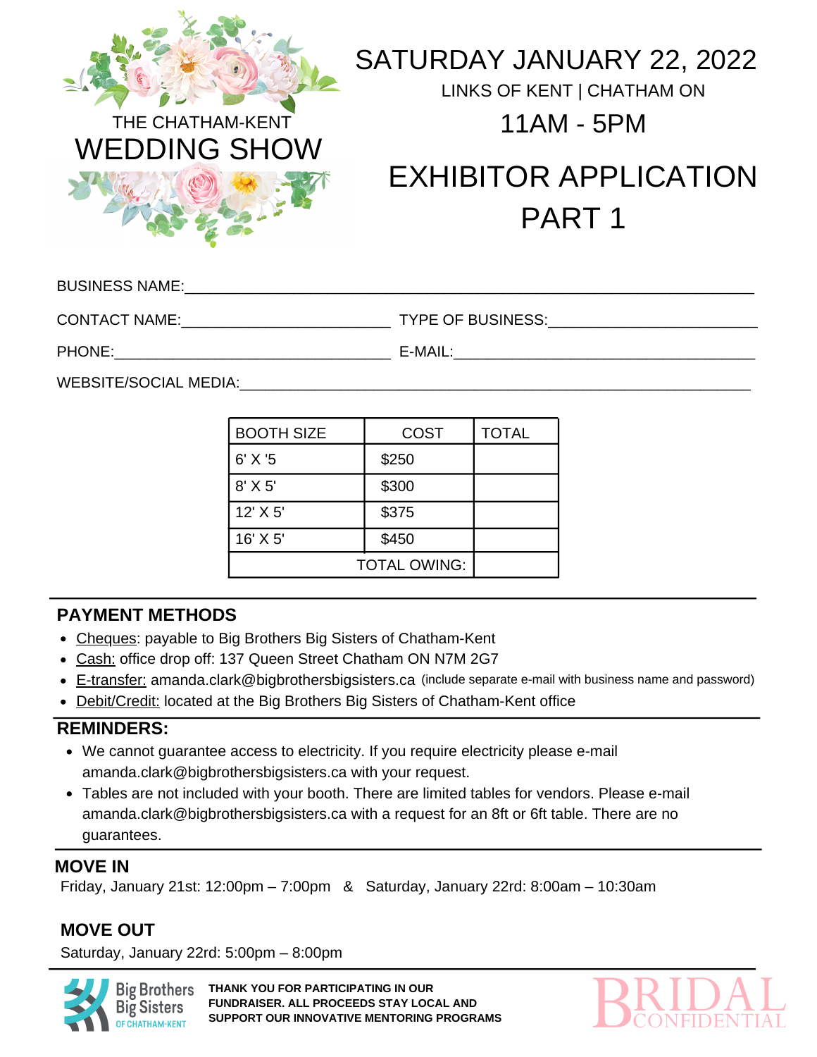THE CHATHAM-KENT

# WEDDING SHOW

## SATURDAY JANUARY 22, 2022

LINKS OF KENT | CHATHAM ON

11AM - 5PM

# EXHIBITOR APPLICATION PART 1

BUSINESS NAME:______________________________________________________________

CONTACT NAME:________________________ TYPE OF BUSINESS:________________________

PHONE:__________________________________ E-MAIL:___________________________________

WEBSITE/SOCIAL MEDIA:________________________________________________________

| BOOTH SIZE | COST | TOTAL |
|---|---|---|
| 6' X '5 | $250 | |
| 8' X 5' | $300 | |
| 12' X 5' | $375 | |
| 16' X 5' | $450 | |
| | TOTAL OWING: | |

### PAYMENT METHODS

- Cheques: payable to Big Brothers Big Sisters of Chatham-Kent
- Cash: office drop off: 137 Queen Street Chatham ON N7M 2G7
- E-transfer: amanda.clark@bigbrothersbigsisters.ca (include separate e-mail with business name and password)
- Debit/Credit: located at the Big Brothers Big Sisters of Chatham-Kent office

### REMINDERS:

- We cannot guarantee access to electricity. If you require electricity please e-mail amanda.clark@bigbrothersbigsisters.ca with your request.
- Tables are not included with your booth. There are limited tables for vendors. Please e-mail amanda.clark@bigbrothersbigsisters.ca with a request for an 8ft or 6ft table. There are no guarantees.

### MOVE IN

Friday, January 21st: 12:00pm – 7:00pm & Saturday, January 22rd: 8:00am – 10:30am

### MOVE OUT

Saturday, January 22rd: 5:00pm – 8:00pm

Big Brothers Big Sisters OF CHATHAM-KENT

**THANK YOU FOR PARTICIPATING IN OUR FUNDRAISER. ALL PROCEEDS STAY LOCAL AND SUPPORT OUR INNOVATIVE MENTORING PROGRAMS**

BRIDAL CONFIDENTIAL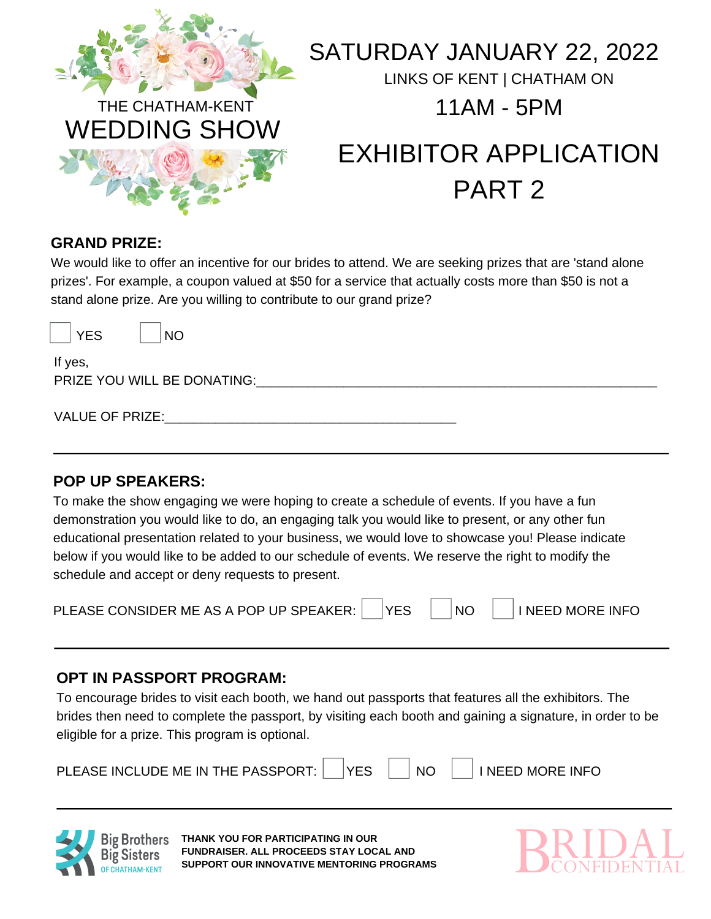THE CHATHAM-KENT

# WEDDING SHOW

## SATURDAY JANUARY 22, 2022

LINKS OF KENT | CHATHAM ON

11AM - 5PM

# EXHIBITOR APPLICATION PART 2

### GRAND PRIZE:

We would like to offer an incentive for our brides to attend. We are seeking prizes that are 'stand alone prizes'. For example, a coupon valued at $50 for a service that actually costs more than $50 is not a stand alone prize. Are you willing to contribute to our grand prize?

☐ YES ☐ NO

If yes,
PRIZE YOU WILL BE DONATING:______________________________________________________

VALUE OF PRIZE:________________________________________

---

### POP UP SPEAKERS:

To make the show engaging we were hoping to create a schedule of events. If you have a fun demonstration you would like to do, an engaging talk you would like to present, or any other fun educational presentation related to your business, we would love to showcase you! Please indicate below if you would like to be added to our schedule of events. We reserve the right to modify the schedule and accept or deny requests to present.

PLEASE CONSIDER ME AS A POP UP SPEAKER: ☐ YES ☐ NO ☐ I NEED MORE INFO

---

### OPT IN PASSPORT PROGRAM:

To encourage brides to visit each booth, we hand out passports that features all the exhibitors. The brides then need to complete the passport, by visiting each booth and gaining a signature, in order to be eligible for a prize. This program is optional.

PLEASE INCLUDE ME IN THE PASSPORT: ☐ YES ☐ NO ☐ I NEED MORE INFO

---

Big Brothers Big Sisters OF CHATHAM-KENT

**THANK YOU FOR PARTICIPATING IN OUR FUNDRAISER. ALL PROCEEDS STAY LOCAL AND SUPPORT OUR INNOVATIVE MENTORING PROGRAMS**

BRIDAL CONFIDENTIAL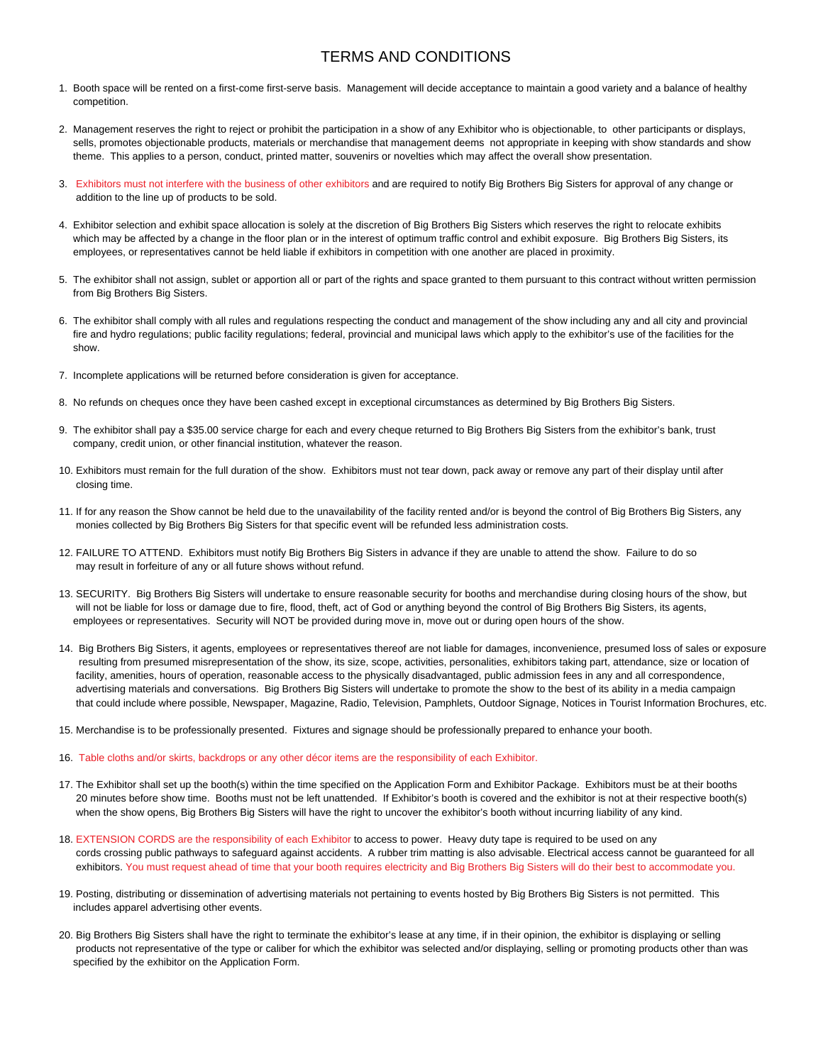# TERMS AND CONDITIONS

1. Booth space will be rented on a first-come first-serve basis. Management will decide acceptance to maintain a good variety and a balance of healthy competition.

2. Management reserves the right to reject or prohibit the participation in a show of any Exhibitor who is objectionable, to other participants or displays, sells, promotes objectionable products, materials or merchandise that management deems not appropriate in keeping with show standards and show theme. This applies to a person, conduct, printed matter, souvenirs or novelties which may affect the overall show presentation.

3. Exhibitors must not interfere with the business of other exhibitors and are required to notify Big Brothers Big Sisters for approval of any change or addition to the line up of products to be sold.

4. Exhibitor selection and exhibit space allocation is solely at the discretion of Big Brothers Big Sisters which reserves the right to relocate exhibits which may be affected by a change in the floor plan or in the interest of optimum traffic control and exhibit exposure. Big Brothers Big Sisters, its employees, or representatives cannot be held liable if exhibitors in competition with one another are placed in proximity.

5. The exhibitor shall not assign, sublet or apportion all or part of the rights and space granted to them pursuant to this contract without written permission from Big Brothers Big Sisters.

6. The exhibitor shall comply with all rules and regulations respecting the conduct and management of the show including any and all city and provincial fire and hydro regulations; public facility regulations; federal, provincial and municipal laws which apply to the exhibitor's use of the facilities for the show.

7. Incomplete applications will be returned before consideration is given for acceptance.

8. No refunds on cheques once they have been cashed except in exceptional circumstances as determined by Big Brothers Big Sisters.

9. The exhibitor shall pay a $35.00 service charge for each and every cheque returned to Big Brothers Big Sisters from the exhibitor's bank, trust company, credit union, or other financial institution, whatever the reason.

10. Exhibitors must remain for the full duration of the show. Exhibitors must not tear down, pack away or remove any part of their display until after closing time.

11. If for any reason the Show cannot be held due to the unavailability of the facility rented and/or is beyond the control of Big Brothers Big Sisters, any monies collected by Big Brothers Big Sisters for that specific event will be refunded less administration costs.

12. FAILURE TO ATTEND. Exhibitors must notify Big Brothers Big Sisters in advance if they are unable to attend the show. Failure to do so may result in forfeiture of any or all future shows without refund.

13. SECURITY. Big Brothers Big Sisters will undertake to ensure reasonable security for booths and merchandise during closing hours of the show, but will not be liable for loss or damage due to fire, flood, theft, act of God or anything beyond the control of Big Brothers Big Sisters, its agents, employees or representatives. Security will NOT be provided during move in, move out or during open hours of the show.

14. Big Brothers Big Sisters, it agents, employees or representatives thereof are not liable for damages, inconvenience, presumed loss of sales or exposure resulting from presumed misrepresentation of the show, its size, scope, activities, personalities, exhibitors taking part, attendance, size or location of facility, amenities, hours of operation, reasonable access to the physically disadvantaged, public admission fees in any and all correspondence, advertising materials and conversations. Big Brothers Big Sisters will undertake to promote the show to the best of its ability in a media campaign that could include where possible, Newspaper, Magazine, Radio, Television, Pamphlets, Outdoor Signage, Notices in Tourist Information Brochures, etc.

15. Merchandise is to be professionally presented. Fixtures and signage should be professionally prepared to enhance your booth.

16. Table cloths and/or skirts, backdrops or any other décor items are the responsibility of each Exhibitor.

17. The Exhibitor shall set up the booth(s) within the time specified on the Application Form and Exhibitor Package. Exhibitors must be at their booths 20 minutes before show time. Booths must not be left unattended. If Exhibitor's booth is covered and the exhibitor is not at their respective booth(s) when the show opens, Big Brothers Big Sisters will have the right to uncover the exhibitor's booth without incurring liability of any kind.

18. EXTENSION CORDS are the responsibility of each Exhibitor to access to power. Heavy duty tape is required to be used on any cords crossing public pathways to safeguard against accidents. A rubber trim matting is also advisable. Electrical access cannot be guaranteed for all exhibitors. You must request ahead of time that your booth requires electricity and Big Brothers Big Sisters will do their best to accommodate you.

19. Posting, distributing or dissemination of advertising materials not pertaining to events hosted by Big Brothers Big Sisters is not permitted. This includes apparel advertising other events.

20. Big Brothers Big Sisters shall have the right to terminate the exhibitor's lease at any time, if in their opinion, the exhibitor is displaying or selling products not representative of the type or caliber for which the exhibitor was selected and/or displaying, selling or promoting products other than was specified by the exhibitor on the Application Form.